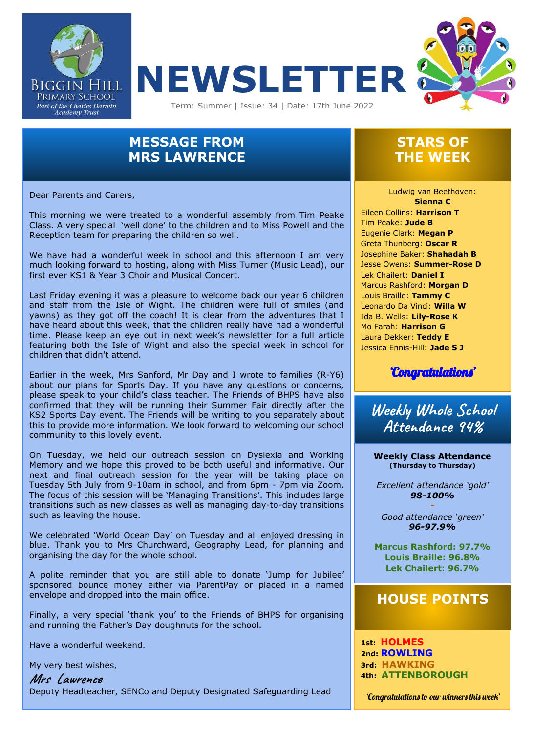Biggin Hill Primary School
*Part of the Charles Darwin Academy Trust*

# NEWSLETTER

Term: Summer | Issue: 34 | Date: 17th June 2022

## MESSAGE FROM MRS LAWRENCE

Dear Parents and Carers,

This morning we were treated to a wonderful assembly from Tim Peake Class. A very special 'well done' to the children and to Miss Powell and the Reception team for preparing the children so well.

We have had a wonderful week in school and this afternoon I am very much looking forward to hosting, along with Miss Turner (Music Lead), our first ever KS1 & Year 3 Choir and Musical Concert.

Last Friday evening it was a pleasure to welcome back our year 6 children and staff from the Isle of Wight. The children were full of smiles (and yawns) as they got off the coach! It is clear from the adventures that I have heard about this week, that the children really have had a wonderful time. Please keep an eye out in next week's newsletter for a full article featuring both the Isle of Wight and also the special week in school for children that didn't attend.

Earlier in the week, Mrs Sanford, Mr Day and I wrote to families (R-Y6) about our plans for Sports Day. If you have any questions or concerns, please speak to your child's class teacher. The Friends of BHPS have also confirmed that they will be running their Summer Fair directly after the KS2 Sports Day event. The Friends will be writing to you separately about this to provide more information. We look forward to welcoming our school community to this lovely event.

On Tuesday, we held our outreach session on Dyslexia and Working Memory and we hope this proved to be both useful and informative. Our next and final outreach session for the year will be taking place on Tuesday 5th July from 9-10am in school, and from 6pm - 7pm via Zoom. The focus of this session will be 'Managing Transitions'. This includes large transitions such as new classes as well as managing day-to-day transitions such as leaving the house.

We celebrated 'World Ocean Day' on Tuesday and all enjoyed dressing in blue. Thank you to Mrs Churchward, Geography Lead, for planning and organising the day for the whole school.

A polite reminder that you are still able to donate 'Jump for Jubilee' sponsored bounce money either via ParentPay or placed in a named envelope and dropped into the main office.

Finally, a very special 'thank you' to the Friends of BHPS for organising and running the Father's Day doughnuts for the school.

Have a wonderful weekend.

My very best wishes,

*Mrs Lawrence*

Deputy Headteacher, SENCo and Deputy Designated Safeguarding Lead

## STARS OF THE WEEK

Ludwig van Beethoven: **Sienna C**
Eileen Collins: **Harrison T**
Tim Peake: **Jude B**
Eugenie Clark: **Megan P**
Greta Thunberg: **Oscar R**
Josephine Baker: **Shahadah B**
Jesse Owens: **Summer-Rose D**
Lek Chailert: **Daniel I**
Marcus Rashford: **Morgan D**
Louis Braille: **Tammy C**
Leonardo Da Vinci: **Willa W**
Ida B. Wells: **Lily-Rose K**
Mo Farah: **Harrison G**
Laura Dekker: **Teddy E**
Jessica Ennis-Hill: **Jade S J**

*'Congratulations'*

## Weekly Whole School Attendance 94%

**Weekly Class Attendance**
**(Thursday to Thursday)**

*Excellent attendance 'gold'*
***98-100%***

*Good attendance 'green'*
***96-97.9%***

**Marcus Rashford: 97.7%**
**Louis Braille: 96.8%**
**Lek Chailert: 96.7%**

## HOUSE POINTS

**1st: HOLMES**
**2nd: ROWLING**
**3rd: HAWKING**
**4th: ATTENBOROUGH**

*'Congratulations to our winners this week'*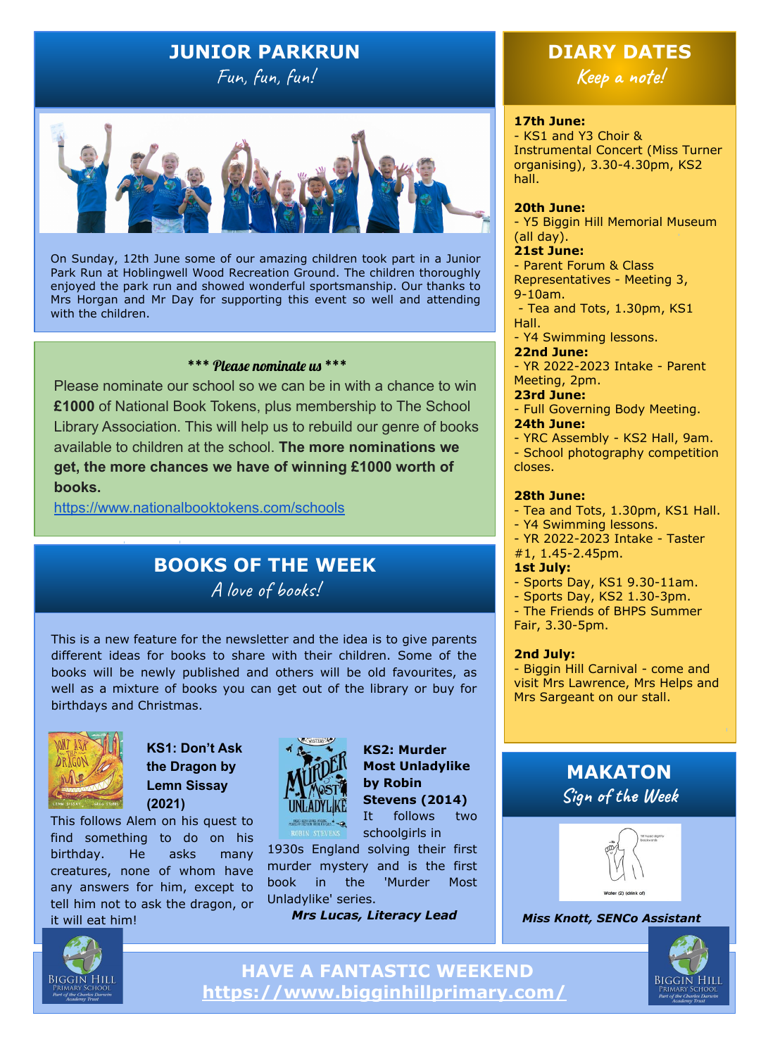## JUNIOR PARKRUN

*Fun, fun, fun!*

On Sunday, 12th June some of our amazing children took part in a Junior Park Run at Hoblingwell Wood Recreation Ground. The children thoroughly enjoyed the park run and showed wonderful sportsmanship. Our thanks to Mrs Horgan and Mr Day for supporting this event so well and attending with the children.

*** Please nominate us ***

Please nominate our school so we can be in with a chance to win **£1000** of National Book Tokens, plus membership to The School Library Association. This will help us to rebuild our genre of books available to children at the school. **The more nominations we get, the more chances we have of winning £1000 worth of books.**

https://www.nationalbooktokens.com/schools

## BOOKS OF THE WEEK

*A love of books!*

This is a new feature for the newsletter and the idea is to give parents different ideas for books to share with their children. Some of the books will be newly published and others will be old favourites, as well as a mixture of books you can get out of the library or buy for birthdays and Christmas.

**KS1: Don't Ask the Dragon by Lemn Sissay (2021)**
This follows Alem on his quest to find something to do on his birthday. He asks many creatures, none of whom have any answers for him, except to tell him not to ask the dragon, or it will eat him!

**KS2: Murder Most Unladylike by Robin Stevens (2014)**
It follows two schoolgirls in 1930s England solving their first murder mystery and is the first book in the 'Murder Most Unladylike' series.

***Mrs Lucas, Literacy Lead***

## DIARY DATES

*Keep a note!*

**17th June:**
- KS1 and Y3 Choir & Instrumental Concert (Miss Turner organising), 3.30-4.30pm, KS2 hall.

**20th June:**
- Y5 Biggin Hill Memorial Museum (all day).

**21st June:**
- Parent Forum & Class Representatives - Meeting 3, 9-10am.
- Tea and Tots, 1.30pm, KS1 Hall.
- Y4 Swimming lessons.

**22nd June:**
- YR 2022-2023 Intake - Parent Meeting, 2pm.

**23rd June:**
- Full Governing Body Meeting.

**24th June:**
- YRC Assembly - KS2 Hall, 9am.
- School photography competition closes.

**28th June:**
- Tea and Tots, 1.30pm, KS1 Hall.
- Y4 Swimming lessons.
- YR 2022-2023 Intake - Taster #1, 1.45-2.45pm.

**1st July:**
- Sports Day, KS1 9.30-11am.
- Sports Day, KS2 1.30-3pm.
- The Friends of BHPS Summer Fair, 3.30-5pm.

**2nd July:**
- Biggin Hill Carnival - come and visit Mrs Lawrence, Mrs Helps and Mrs Sargeant on our stall.

## MAKATON

*Sign of the Week*

Water (2) (drink of)

***Miss Knott, SENCo Assistant***

**HAVE A FANTASTIC WEEKEND**
**https://www.bigginhillprimary.com/**